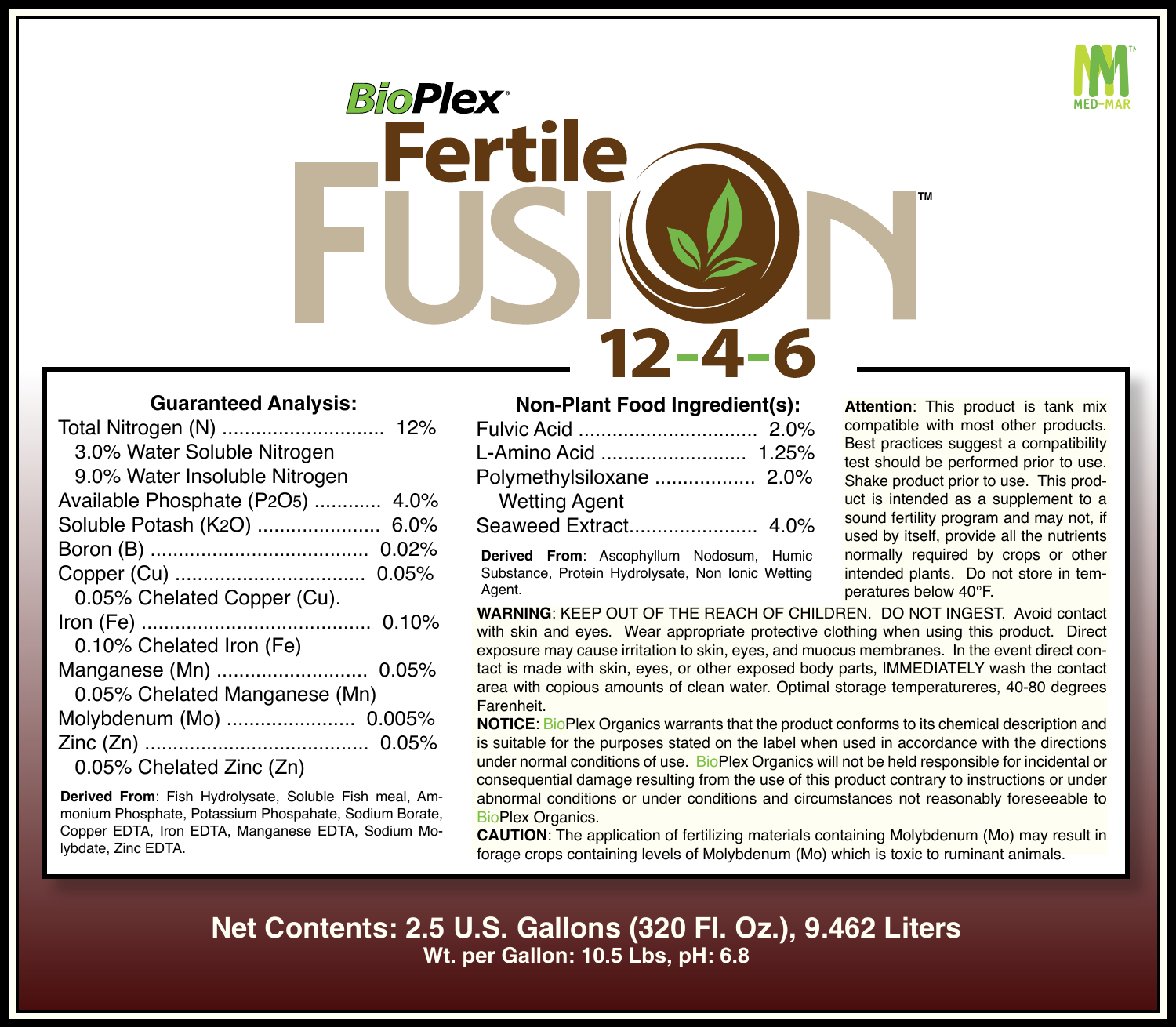**BioPlex®**

# Fertile FUSION™

## 12-4-6

MED-MAR™

### Guaranteed Analysis:

| | |
|---|---|
| Total Nitrogen (N) | 12% |
| 3.0% Water Soluble Nitrogen | |
| 9.0% Water Insoluble Nitrogen | |
| Available Phosphate ($P_2O_5$) | 4.0% |
| Soluble Potash ($K_2O$) | 6.0% |
| Boron (B) | 0.02% |
| Copper (Cu) | 0.05% |
| 0.05% Chelated Copper (Cu). | |
| Iron (Fe) | 0.10% |
| 0.10% Chelated Iron (Fe) | |
| Manganese (Mn) | 0.05% |
| 0.05% Chelated Manganese (Mn) | |
| Molybdenum (Mo) | 0.005% |
| Zinc (Zn) | 0.05% |
| 0.05% Chelated Zinc (Zn) | |

**Derived From**: Fish Hydrolysate, Soluble Fish meal, Ammonium Phosphate, Potassium Phospahate, Sodium Borate, Copper EDTA, Iron EDTA, Manganese EDTA, Sodium Molybdate, Zinc EDTA.

### Non-Plant Food Ingredient(s):

| | |
|---|---|
| Fulvic Acid | 2.0% |
| L-Amino Acid | 1.25% |
| Polymethylsiloxane Wetting Agent | 2.0% |
| Seaweed Extract | 4.0% |

**Derived From**: Ascophyllum Nodosum, Humic Substance, Protein Hydrolysate, Non Ionic Wetting Agent.

**Attention**: This product is tank mix compatible with most other products. Best practices suggest a compatibility test should be performed prior to use. Shake product prior to use. This product is intended as a supplement to a sound fertility program and may not, if used by itself, provide all the nutrients normally required by crops or other intended plants. Do not store in temperatures below 40°F.

**WARNING**: KEEP OUT OF THE REACH OF CHILDREN. DO NOT INGEST. Avoid contact with skin and eyes. Wear appropriate protective clothing when using this product. Direct exposure may cause irritation to skin, eyes, and muocus membranes. In the event direct contact is made with skin, eyes, or other exposed body parts, IMMEDIATELY wash the contact area with copious amounts of clean water. Optimal storage temperatureres, 40-80 degrees Farenheit.

**NOTICE**: BioPlex Organics warrants that the product conforms to its chemical description and is suitable for the purposes stated on the label when used in accordance with the directions under normal conditions of use. BioPlex Organics will not be held responsible for incidental or consequential damage resulting from the use of this product contrary to instructions or under abnormal conditions or under conditions and circumstances not reasonably foreseeable to BioPlex Organics.

**CAUTION**: The application of fertilizing materials containing Molybdenum (Mo) may result in forage crops containing levels of Molybdenum (Mo) which is toxic to ruminant animals.

**Net Contents: 2.5 U.S. Gallons (320 Fl. Oz.), 9.462 Liters**

**Wt. per Gallon: 10.5 Lbs, pH: 6.8**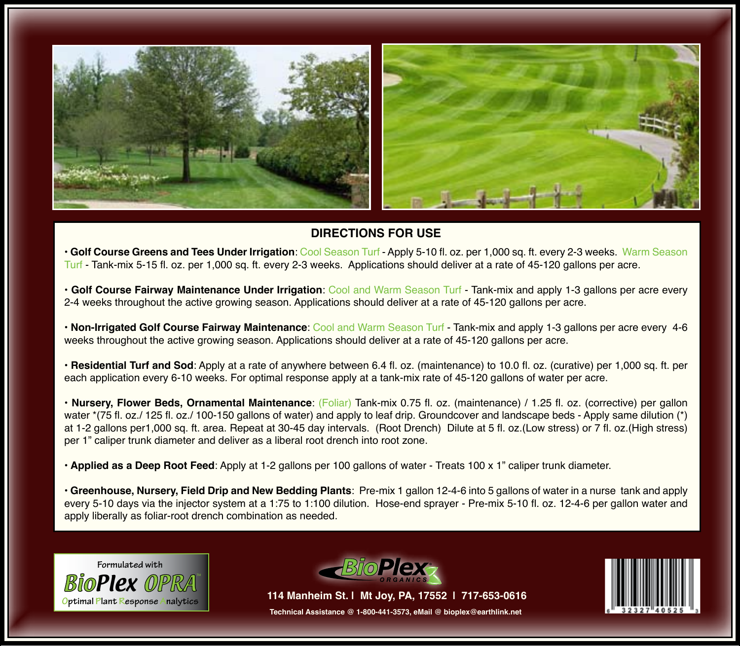## DIRECTIONS FOR USE

• **Golf Course Greens and Tees Under Irrigation**: Cool Season Turf - Apply 5-10 fl. oz. per 1,000 sq. ft. every 2-3 weeks. Warm Season Turf - Tank-mix 5-15 fl. oz. per 1,000 sq. ft. every 2-3 weeks. Applications should deliver at a rate of 45-120 gallons per acre.

• **Golf Course Fairway Maintenance Under Irrigation**: Cool and Warm Season Turf - Tank-mix and apply 1-3 gallons per acre every 2-4 weeks throughout the active growing season. Applications should deliver at a rate of 45-120 gallons per acre.

• **Non-Irrigated Golf Course Fairway Maintenance**: Cool and Warm Season Turf - Tank-mix and apply 1-3 gallons per acre every 4-6 weeks throughout the active growing season. Applications should deliver at a rate of 45-120 gallons per acre.

• **Residential Turf and Sod**: Apply at a rate of anywhere between 6.4 fl. oz. (maintenance) to 10.0 fl. oz. (curative) per 1,000 sq. ft. per each application every 6-10 weeks. For optimal response apply at a tank-mix rate of 45-120 gallons of water per acre.

• **Nursery, Flower Beds, Ornamental Maintenance**: (Foliar) Tank-mix 0.75 fl. oz. (maintenance) / 1.25 fl. oz. (corrective) per gallon water *(75 fl. oz./ 125 fl. oz./ 100-150 gallons of water) and apply to leaf drip. Groundcover and landscape beds - Apply same dilution (*) at 1-2 gallons per1,000 sq. ft. area. Repeat at 30-45 day intervals. (Root Drench) Dilute at 5 fl. oz.(Low stress) or 7 fl. oz.(High stress) per 1" caliper trunk diameter and deliver as a liberal root drench into root zone.

• **Applied as a Deep Root Feed**: Apply at 1-2 gallons per 100 gallons of water - Treats 100 x 1" caliper trunk diameter.

• **Greenhouse, Nursery, Field Drip and New Bedding Plants**: Pre-mix 1 gallon 12-4-6 into 5 gallons of water in a nurse tank and apply every 5-10 days via the injector system at a 1:75 to 1:100 dilution. Hose-end sprayer - Pre-mix 5-10 fl. oz. 12-4-6 per gallon water and apply liberally as foliar-root drench combination as needed.

Formulated with BioPlex OPRA™
Optimal Plant Response Analytics

BioPlex® ORGANICS

**114 Manheim St. | Mt Joy, PA, 17552 | 717-653-0616**

**Technical Assistance @ 1-800-441-3573, eMail @ bioplex@earthlink.net**

6 32327 40525 3